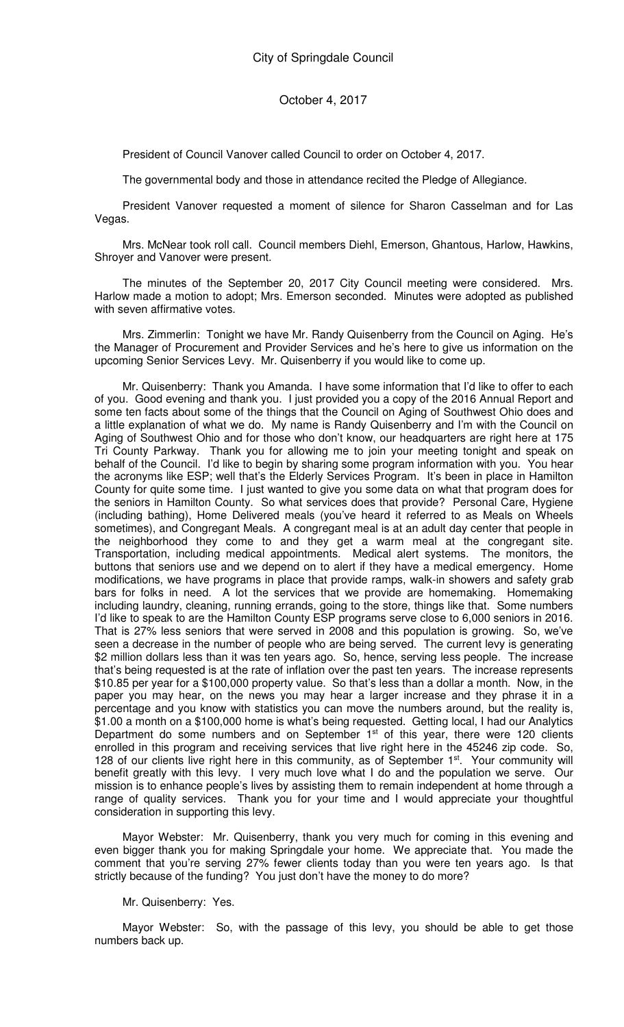# City of Springdale Council

October 4, 2017

President of Council Vanover called Council to order on October 4, 2017.

The governmental body and those in attendance recited the Pledge of Allegiance.

President Vanover requested a moment of silence for Sharon Casselman and for Las Vegas.

Mrs. McNear took roll call. Council members Diehl, Emerson, Ghantous, Harlow, Hawkins, Shroyer and Vanover were present.

The minutes of the September 20, 2017 City Council meeting were considered. Mrs. Harlow made a motion to adopt; Mrs. Emerson seconded. Minutes were adopted as published with seven affirmative votes.

Mrs. Zimmerlin: Tonight we have Mr. Randy Quisenberry from the Council on Aging. He's the Manager of Procurement and Provider Services and he's here to give us information on the upcoming Senior Services Levy. Mr. Quisenberry if you would like to come up.

Mr. Quisenberry: Thank you Amanda. I have some information that I'd like to offer to each of you. Good evening and thank you. I just provided you a copy of the 2016 Annual Report and some ten facts about some of the things that the Council on Aging of Southwest Ohio does and a little explanation of what we do. My name is Randy Quisenberry and I'm with the Council on Aging of Southwest Ohio and for those who don't know, our headquarters are right here at 175 Tri County Parkway. Thank you for allowing me to join your meeting tonight and speak on behalf of the Council. I'd like to begin by sharing some program information with you. You hear the acronyms like ESP; well that's the Elderly Services Program. It's been in place in Hamilton County for quite some time. I just wanted to give you some data on what that program does for the seniors in Hamilton County. So what services does that provide? Personal Care, Hygiene (including bathing), Home Delivered meals (you've heard it referred to as Meals on Wheels sometimes), and Congregant Meals. A congregant meal is at an adult day center that people in the neighborhood they come to and they get a warm meal at the congregant site. Transportation, including medical appointments. Medical alert systems. The monitors, the buttons that seniors use and we depend on to alert if they have a medical emergency. Home modifications, we have programs in place that provide ramps, walk-in showers and safety grab bars for folks in need. A lot the services that we provide are homemaking. Homemaking including laundry, cleaning, running errands, going to the store, things like that. Some numbers I'd like to speak to are the Hamilton County ESP programs serve close to 6,000 seniors in 2016. That is 27% less seniors that were served in 2008 and this population is growing. So, we've seen a decrease in the number of people who are being served. The current levy is generating \$2 million dollars less than it was ten years ago. So, hence, serving less people. The increase that's being requested is at the rate of inflation over the past ten years. The increase represents \$10.85 per year for a \$100,000 property value. So that's less than a dollar a month. Now, in the paper you may hear, on the news you may hear a larger increase and they phrase it in a percentage and you know with statistics you can move the numbers around, but the reality is, \$1.00 a month on a \$100,000 home is what's being requested. Getting local, I had our Analytics Department do some numbers and on September 1st of this year, there were 120 clients enrolled in this program and receiving services that live right here in the 45246 zip code. So, 128 of our clients live right here in this community, as of September 1st. Your community will benefit greatly with this levy. I very much love what I do and the population we serve. Our mission is to enhance people's lives by assisting them to remain independent at home through a range of quality services. Thank you for your time and I would appreciate your thoughtful consideration in supporting this levy.

Mayor Webster: Mr. Quisenberry, thank you very much for coming in this evening and even bigger thank you for making Springdale your home. We appreciate that. You made the comment that you're serving 27% fewer clients today than you were ten years ago. Is that strictly because of the funding? You just don't have the money to do more?

Mr. Quisenberry: Yes.

Mayor Webster: So, with the passage of this levy, you should be able to get those numbers back up.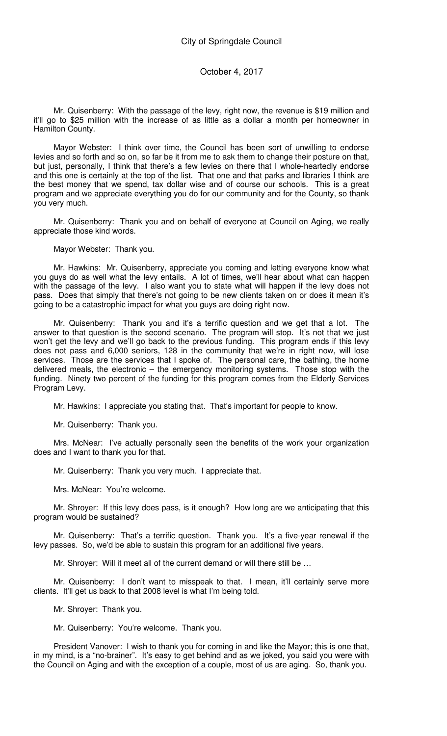Mr. Quisenberry: With the passage of the levy, right now, the revenue is $19 million and it'll go to $25 million with the increase of as little as a dollar a month per homeowner in Hamilton County.

Mayor Webster: I think over time, the Council has been sort of unwilling to endorse levies and so forth and so on, so far be it from me to ask them to change their posture on that, but just, personally, I think that there's a few levies on there that I whole-heartedly endorse and this one is certainly at the top of the list. That one and that parks and libraries I think are the best money that we spend, tax dollar wise and of course our schools. This is a great program and we appreciate everything you do for our community and for the County, so thank you very much.

Mr. Quisenberry: Thank you and on behalf of everyone at Council on Aging, we really appreciate those kind words.

Mayor Webster: Thank you.

Mr. Hawkins: Mr. Quisenberry, appreciate you coming and letting everyone know what you guys do as well what the levy entails. A lot of times, we'll hear about what can happen with the passage of the levy. I also want you to state what will happen if the levy does not pass. Does that simply that there's not going to be new clients taken on or does it mean it's going to be a catastrophic impact for what you guys are doing right now.

Mr. Quisenberry: Thank you and it's a terrific question and we get that a lot. The answer to that question is the second scenario. The program will stop. It's not that we just won't get the levy and we'll go back to the previous funding. This program ends if this levy does not pass and 6,000 seniors, 128 in the community that we're in right now, will lose services. Those are the services that I spoke of. The personal care, the bathing, the home delivered meals, the electronic – the emergency monitoring systems. Those stop with the funding. Ninety two percent of the funding for this program comes from the Elderly Services Program Levy.

Mr. Hawkins: I appreciate you stating that. That's important for people to know.

Mr. Quisenberry: Thank you.

Mrs. McNear: I've actually personally seen the benefits of the work your organization does and I want to thank you for that.

Mr. Quisenberry: Thank you very much. I appreciate that.

Mrs. McNear: You're welcome.

Mr. Shroyer: If this levy does pass, is it enough? How long are we anticipating that this program would be sustained?

Mr. Quisenberry: That's a terrific question. Thank you. It's a five-year renewal if the levy passes. So, we'd be able to sustain this program for an additional five years.

Mr. Shroyer: Will it meet all of the current demand or will there still be …

Mr. Quisenberry: I don't want to misspeak to that. I mean, it'll certainly serve more clients. It'll get us back to that 2008 level is what I'm being told.

Mr. Shroyer: Thank you.

Mr. Quisenberry: You're welcome. Thank you.

President Vanover: I wish to thank you for coming in and like the Mayor; this is one that, in my mind, is a "no-brainer". It's easy to get behind and as we joked, you said you were with the Council on Aging and with the exception of a couple, most of us are aging. So, thank you.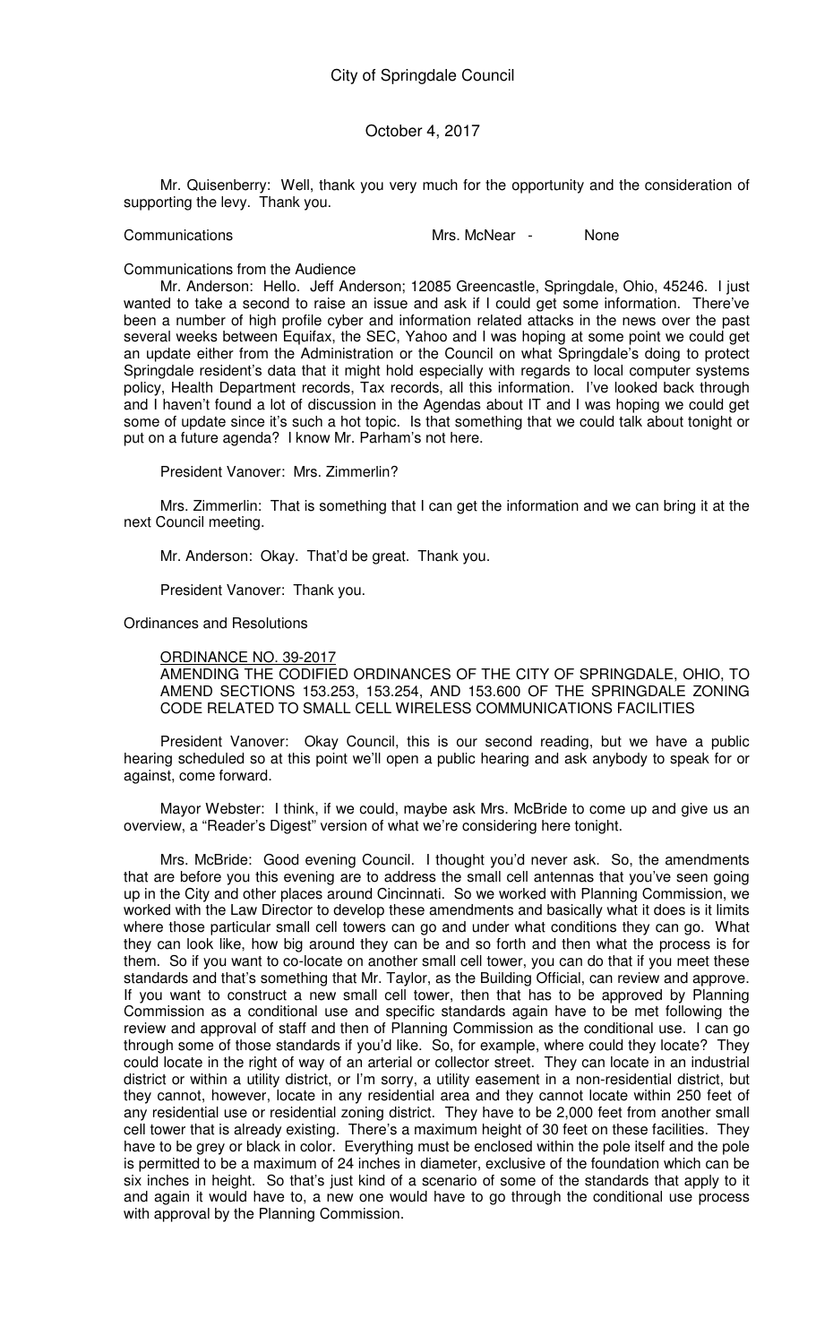Mr. Quisenberry: Well, thank you very much for the opportunity and the consideration of supporting the levy. Thank you.

Communications Mrs. McNear - None

Communications from the Audience

Mr. Anderson: Hello. Jeff Anderson; 12085 Greencastle, Springdale, Ohio, 45246. I just wanted to take a second to raise an issue and ask if I could get some information. There've been a number of high profile cyber and information related attacks in the news over the past several weeks between Equifax, the SEC, Yahoo and I was hoping at some point we could get an update either from the Administration or the Council on what Springdale's doing to protect Springdale resident's data that it might hold especially with regards to local computer systems policy, Health Department records, Tax records, all this information. I've looked back through and I haven't found a lot of discussion in the Agendas about IT and I was hoping we could get some of update since it's such a hot topic. Is that something that we could talk about tonight or put on a future agenda? I know Mr. Parham's not here.

President Vanover: Mrs. Zimmerlin?

Mrs. Zimmerlin: That is something that I can get the information and we can bring it at the next Council meeting.

Mr. Anderson: Okay. That'd be great. Thank you.

President Vanover: Thank you.

Ordinances and Resolutions

ORDINANCE NO. 39-2017
AMENDING THE CODIFIED ORDINANCES OF THE CITY OF SPRINGDALE, OHIO, TO AMEND SECTIONS 153.253, 153.254, AND 153.600 OF THE SPRINGDALE ZONING CODE RELATED TO SMALL CELL WIRELESS COMMUNICATIONS FACILITIES

President Vanover: Okay Council, this is our second reading, but we have a public hearing scheduled so at this point we'll open a public hearing and ask anybody to speak for or against, come forward.

Mayor Webster: I think, if we could, maybe ask Mrs. McBride to come up and give us an overview, a "Reader's Digest" version of what we're considering here tonight.

Mrs. McBride: Good evening Council. I thought you'd never ask. So, the amendments that are before you this evening are to address the small cell antennas that you've seen going up in the City and other places around Cincinnati. So we worked with Planning Commission, we worked with the Law Director to develop these amendments and basically what it does is it limits where those particular small cell towers can go and under what conditions they can go. What they can look like, how big around they can be and so forth and then what the process is for them. So if you want to co-locate on another small cell tower, you can do that if you meet these standards and that's something that Mr. Taylor, as the Building Official, can review and approve. If you want to construct a new small cell tower, then that has to be approved by Planning Commission as a conditional use and specific standards again have to be met following the review and approval of staff and then of Planning Commission as the conditional use. I can go through some of those standards if you'd like. So, for example, where could they locate? They could locate in the right of way of an arterial or collector street. They can locate in an industrial district or within a utility district, or I'm sorry, a utility easement in a non-residential district, but they cannot, however, locate in any residential area and they cannot locate within 250 feet of any residential use or residential zoning district. They have to be 2,000 feet from another small cell tower that is already existing. There's a maximum height of 30 feet on these facilities. They have to be grey or black in color. Everything must be enclosed within the pole itself and the pole is permitted to be a maximum of 24 inches in diameter, exclusive of the foundation which can be six inches in height. So that's just kind of a scenario of some of the standards that apply to it and again it would have to, a new one would have to go through the conditional use process with approval by the Planning Commission.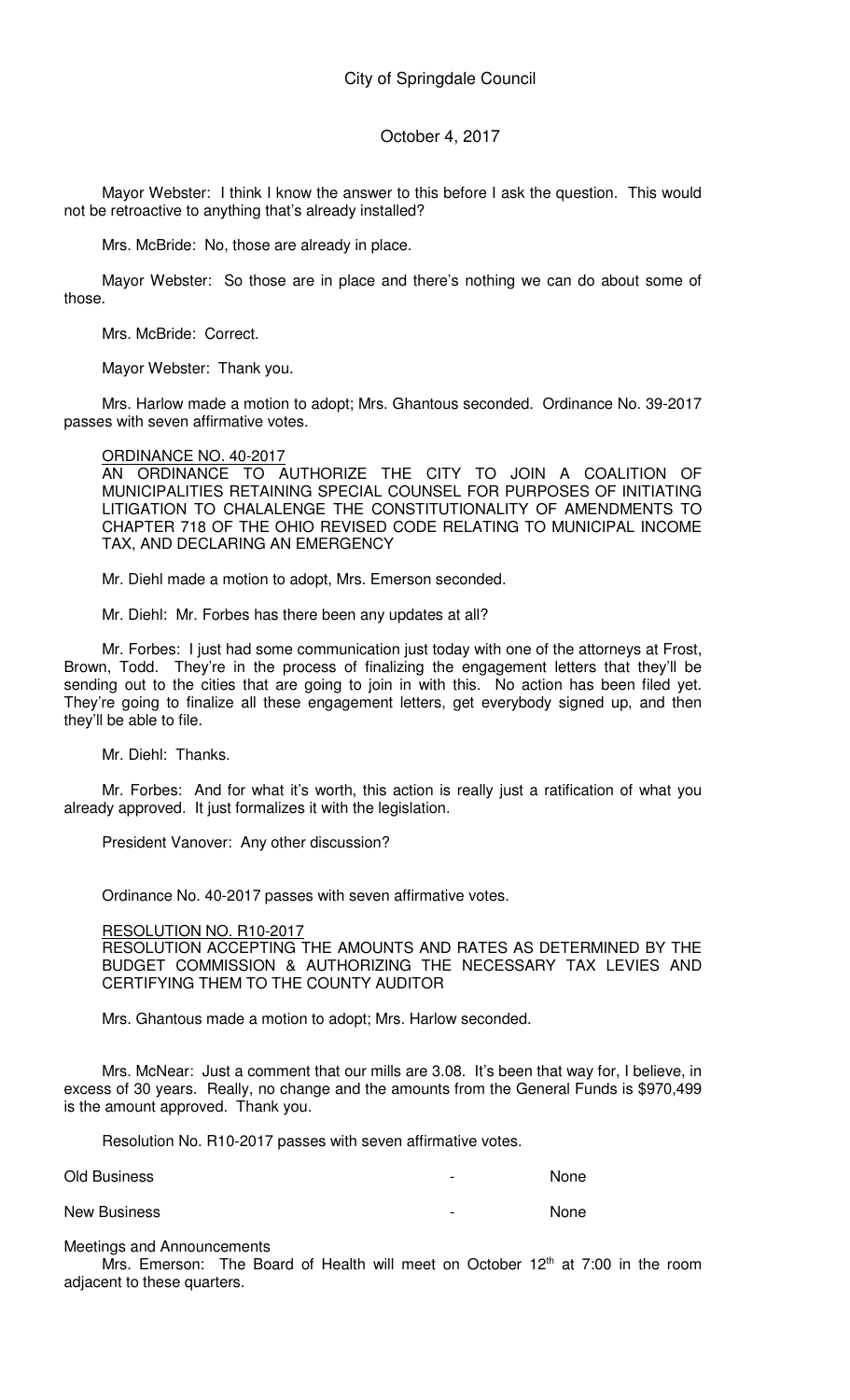Mayor Webster: I think I know the answer to this before I ask the question. This would not be retroactive to anything that's already installed?

Mrs. McBride: No, those are already in place.

Mayor Webster: So those are in place and there's nothing we can do about some of those.

Mrs. McBride: Correct.

Mayor Webster: Thank you.

Mrs. Harlow made a motion to adopt; Mrs. Ghantous seconded. Ordinance No. 39-2017 passes with seven affirmative votes.

ORDINANCE NO. 40-2017
AN ORDINANCE TO AUTHORIZE THE CITY TO JOIN A COALITION OF MUNICIPALITIES RETAINING SPECIAL COUNSEL FOR PURPOSES OF INITIATING LITIGATION TO CHALALENGE THE CONSTITUTIONALITY OF AMENDMENTS TO CHAPTER 718 OF THE OHIO REVISED CODE RELATING TO MUNICIPAL INCOME TAX, AND DECLARING AN EMERGENCY

Mr. Diehl made a motion to adopt, Mrs. Emerson seconded.

Mr. Diehl: Mr. Forbes has there been any updates at all?

Mr. Forbes: I just had some communication just today with one of the attorneys at Frost, Brown, Todd. They're in the process of finalizing the engagement letters that they'll be sending out to the cities that are going to join in with this. No action has been filed yet. They're going to finalize all these engagement letters, get everybody signed up, and then they'll be able to file.

Mr. Diehl: Thanks.

Mr. Forbes: And for what it's worth, this action is really just a ratification of what you already approved. It just formalizes it with the legislation.

President Vanover: Any other discussion?

Ordinance No. 40-2017 passes with seven affirmative votes.

RESOLUTION NO. R10-2017
RESOLUTION ACCEPTING THE AMOUNTS AND RATES AS DETERMINED BY THE BUDGET COMMISSION & AUTHORIZING THE NECESSARY TAX LEVIES AND CERTIFYING THEM TO THE COUNTY AUDITOR

Mrs. Ghantous made a motion to adopt; Mrs. Harlow seconded.

Mrs. McNear: Just a comment that our mills are 3.08. It's been that way for, I believe, in excess of 30 years. Really, no change and the amounts from the General Funds is $970,499 is the amount approved. Thank you.

Resolution No. R10-2017 passes with seven affirmative votes.

Old Business - None

New Business - None

Meetings and Announcements

Mrs. Emerson: The Board of Health will meet on October 12th at 7:00 in the room adjacent to these quarters.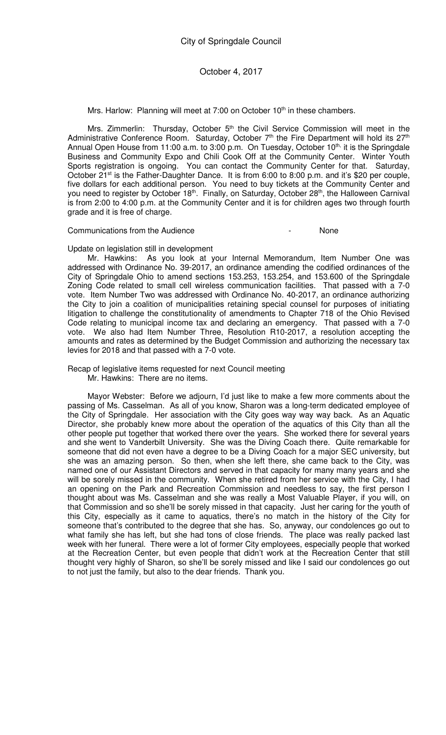Mrs. Harlow: Planning will meet at 7:00 on October 10th in these chambers.

Mrs. Zimmerlin: Thursday, October 5th the Civil Service Commission will meet in the Administrative Conference Room. Saturday, October 7th the Fire Department will hold its 27th Annual Open House from 11:00 a.m. to 3:00 p.m. On Tuesday, October 10th, it is the Springdale Business and Community Expo and Chili Cook Off at the Community Center. Winter Youth Sports registration is ongoing. You can contact the Community Center for that. Saturday, October 21st is the Father-Daughter Dance. It is from 6:00 to 8:00 p.m. and it's $20 per couple, five dollars for each additional person. You need to buy tickets at the Community Center and you need to register by October 18th. Finally, on Saturday, October 28th, the Halloween Carnival is from 2:00 to 4:00 p.m. at the Community Center and it is for children ages two through fourth grade and it is free of charge.

Communications from the Audience - None

Update on legislation still in development

Mr. Hawkins: As you look at your Internal Memorandum, Item Number One was addressed with Ordinance No. 39-2017, an ordinance amending the codified ordinances of the City of Springdale Ohio to amend sections 153.253, 153.254, and 153.600 of the Springdale Zoning Code related to small cell wireless communication facilities. That passed with a 7-0 vote. Item Number Two was addressed with Ordinance No. 40-2017, an ordinance authorizing the City to join a coalition of municipalities retaining special counsel for purposes of initiating litigation to challenge the constitutionality of amendments to Chapter 718 of the Ohio Revised Code relating to municipal income tax and declaring an emergency. That passed with a 7-0 vote. We also had Item Number Three, Resolution R10-2017, a resolution accepting the amounts and rates as determined by the Budget Commission and authorizing the necessary tax levies for 2018 and that passed with a 7-0 vote.

Recap of legislative items requested for next Council meeting

Mr. Hawkins: There are no items.

Mayor Webster: Before we adjourn, I'd just like to make a few more comments about the passing of Ms. Casselman. As all of you know, Sharon was a long-term dedicated employee of the City of Springdale. Her association with the City goes way way way back. As an Aquatic Director, she probably knew more about the operation of the aquatics of this City than all the other people put together that worked there over the years. She worked there for several years and she went to Vanderbilt University. She was the Diving Coach there. Quite remarkable for someone that did not even have a degree to be a Diving Coach for a major SEC university, but she was an amazing person. So then, when she left there, she came back to the City, was named one of our Assistant Directors and served in that capacity for many many years and she will be sorely missed in the community. When she retired from her service with the City, I had an opening on the Park and Recreation Commission and needless to say, the first person I thought about was Ms. Casselman and she was really a Most Valuable Player, if you will, on that Commission and so she'll be sorely missed in that capacity. Just her caring for the youth of this City, especially as it came to aquatics, there's no match in the history of the City for someone that's contributed to the degree that she has. So, anyway, our condolences go out to what family she has left, but she had tons of close friends. The place was really packed last week with her funeral. There were a lot of former City employees, especially people that worked at the Recreation Center, but even people that didn't work at the Recreation Center that still thought very highly of Sharon, so she'll be sorely missed and like I said our condolences go out to not just the family, but also to the dear friends. Thank you.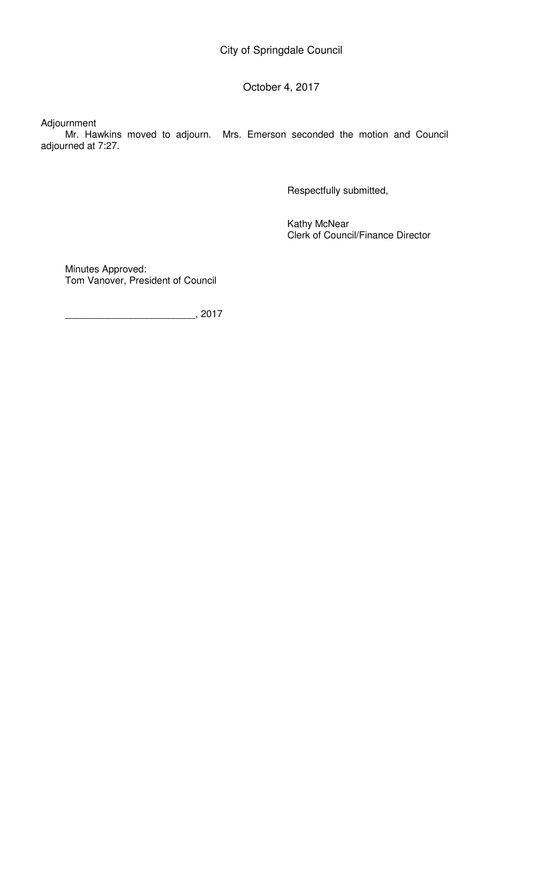City of Springdale Council

October 4, 2017

Adjournment

Mr. Hawkins moved to adjourn. Mrs. Emerson seconded the motion and Council adjourned at 7:27.

Respectfully submitted,

Kathy McNear
Clerk of Council/Finance Director

Minutes Approved:
Tom Vanover, President of Council

________________________, 2017